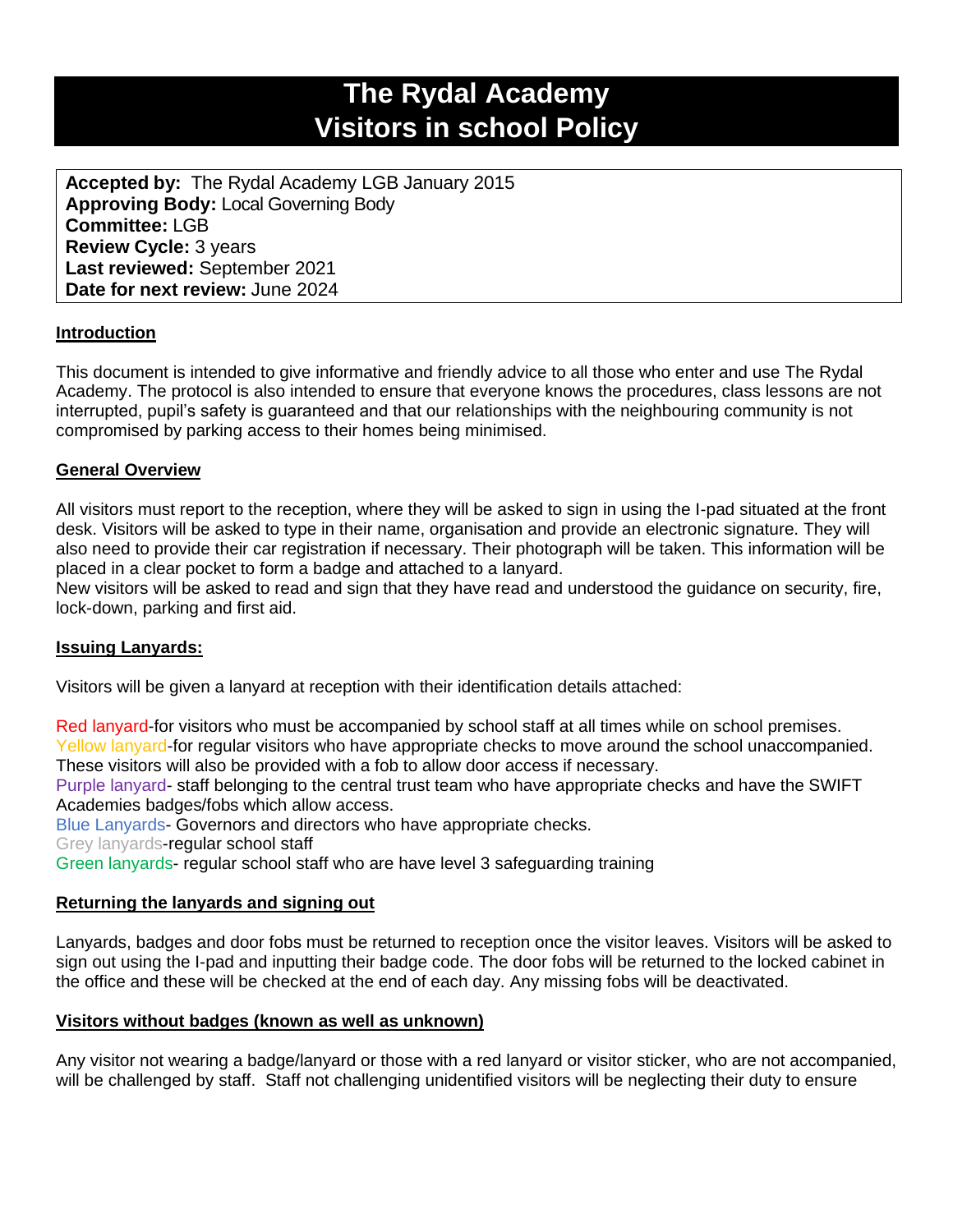# The Rydal Academy
# Visitors in school Policy

**Accepted by:** The Rydal Academy LGB January 2015
**Approving Body:** Local Governing Body
**Committee:** LGB
**Review Cycle:** 3 years
**Last reviewed:** September 2021
**Date for next review:** June 2024

**Introduction**

This document is intended to give informative and friendly advice to all those who enter and use The Rydal Academy. The protocol is also intended to ensure that everyone knows the procedures, class lessons are not interrupted, pupil's safety is guaranteed and that our relationships with the neighbouring community is not compromised by parking access to their homes being minimised.

**General Overview**

All visitors must report to the reception, where they will be asked to sign in using the I-pad situated at the front desk. Visitors will be asked to type in their name, organisation and provide an electronic signature. They will also need to provide their car registration if necessary. Their photograph will be taken. This information will be placed in a clear pocket to form a badge and attached to a lanyard.
New visitors will be asked to read and sign that they have read and understood the guidance on security, fire, lock-down, parking and first aid.

**Issuing Lanyards:**

Visitors will be given a lanyard at reception with their identification details attached:

Red lanyard-for visitors who must be accompanied by school staff at all times while on school premises.
Yellow lanyard-for regular visitors who have appropriate checks to move around the school unaccompanied. These visitors will also be provided with a fob to allow door access if necessary.
Purple lanyard- staff belonging to the central trust team who have appropriate checks and have the SWIFT Academies badges/fobs which allow access.
Blue Lanyards- Governors and directors who have appropriate checks.
Grey lanyards-regular school staff
Green lanyards- regular school staff who are have level 3 safeguarding training

**Returning the lanyards and signing out**

Lanyards, badges and door fobs must be returned to reception once the visitor leaves. Visitors will be asked to sign out using the I-pad and inputting their badge code. The door fobs will be returned to the locked cabinet in the office and these will be checked at the end of each day. Any missing fobs will be deactivated.

**Visitors without badges (known as well as unknown)**

Any visitor not wearing a badge/lanyard or those with a red lanyard or visitor sticker, who are not accompanied, will be challenged by staff. Staff not challenging unidentified visitors will be neglecting their duty to ensure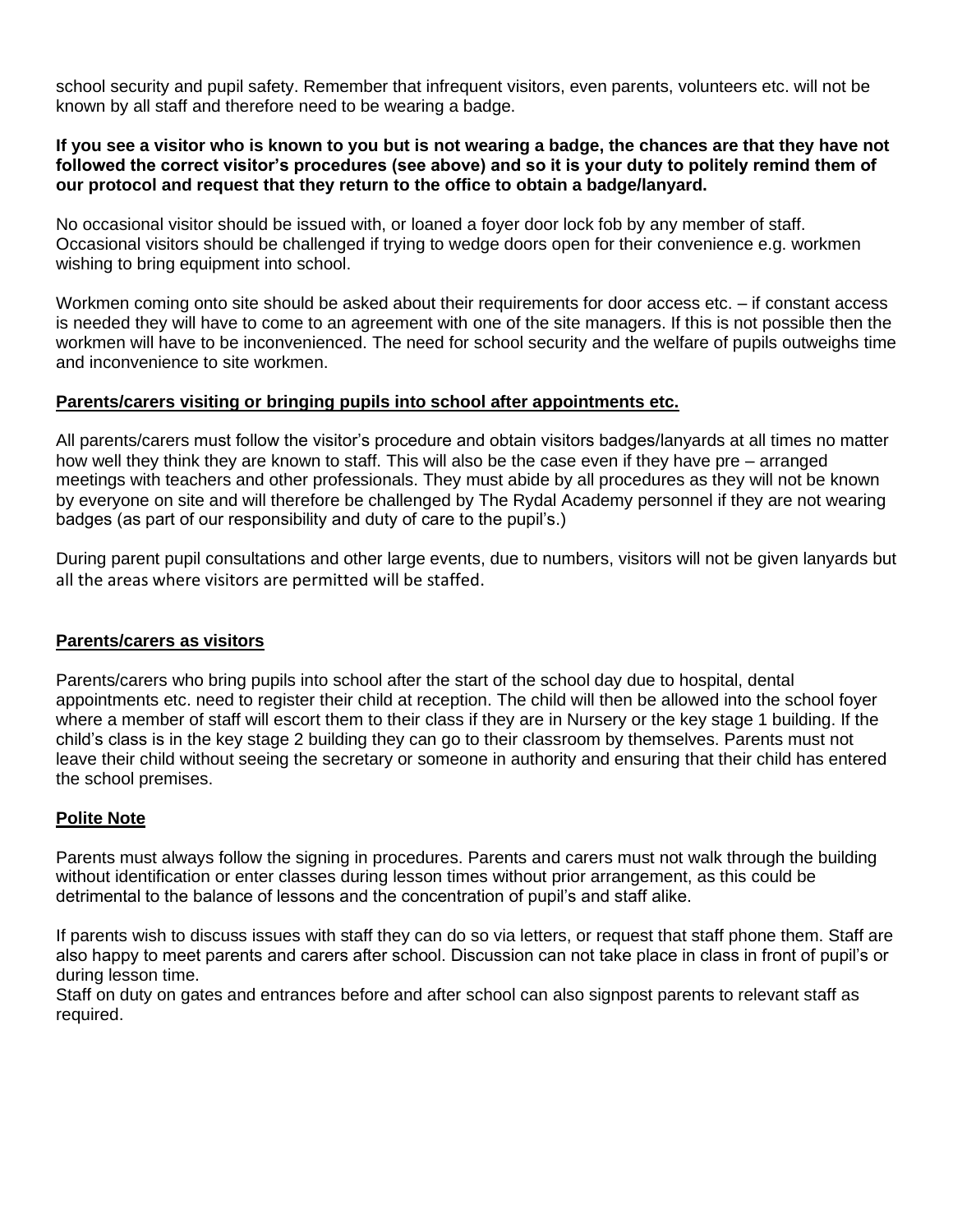school security and pupil safety. Remember that infrequent visitors, even parents, volunteers etc. will not be known by all staff and therefore need to be wearing a badge.

**If you see a visitor who is known to you but is not wearing a badge, the chances are that they have not followed the correct visitor's procedures (see above) and so it is your duty to politely remind them of our protocol and request that they return to the office to obtain a badge/lanyard.**

No occasional visitor should be issued with, or loaned a foyer door lock fob by any member of staff. Occasional visitors should be challenged if trying to wedge doors open for their convenience e.g. workmen wishing to bring equipment into school.

Workmen coming onto site should be asked about their requirements for door access etc. – if constant access is needed they will have to come to an agreement with one of the site managers. If this is not possible then the workmen will have to be inconvenienced. The need for school security and the welfare of pupils outweighs time and inconvenience to site workmen.

**Parents/carers visiting or bringing pupils into school after appointments etc.**

All parents/carers must follow the visitor's procedure and obtain visitors badges/lanyards at all times no matter how well they think they are known to staff. This will also be the case even if they have pre – arranged meetings with teachers and other professionals. They must abide by all procedures as they will not be known by everyone on site and will therefore be challenged by The Rydal Academy personnel if they are not wearing badges (as part of our responsibility and duty of care to the pupil's.)

During parent pupil consultations and other large events, due to numbers, visitors will not be given lanyards but all the areas where visitors are permitted will be staffed.

**Parents/carers as visitors**

Parents/carers who bring pupils into school after the start of the school day due to hospital, dental appointments etc. need to register their child at reception. The child will then be allowed into the school foyer where a member of staff will escort them to their class if they are in Nursery or the key stage 1 building. If the child's class is in the key stage 2 building they can go to their classroom by themselves. Parents must not leave their child without seeing the secretary or someone in authority and ensuring that their child has entered the school premises.

**Polite Note**

Parents must always follow the signing in procedures. Parents and carers must not walk through the building without identification or enter classes during lesson times without prior arrangement, as this could be detrimental to the balance of lessons and the concentration of pupil's and staff alike.

If parents wish to discuss issues with staff they can do so via letters, or request that staff phone them. Staff are also happy to meet parents and carers after school. Discussion can not take place in class in front of pupil's or during lesson time.
Staff on duty on gates and entrances before and after school can also signpost parents to relevant staff as required.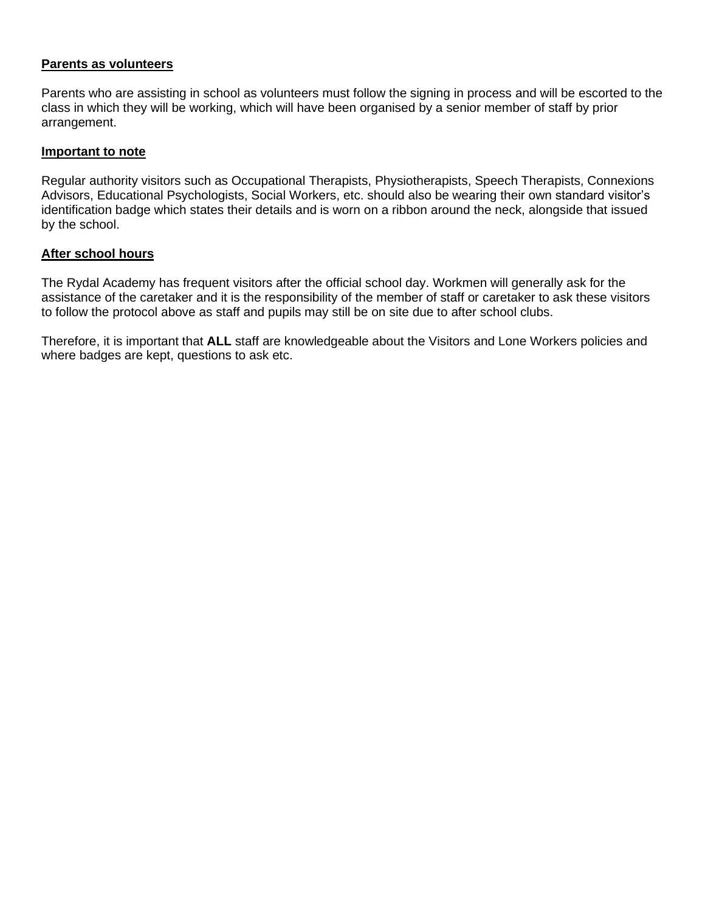**Parents as volunteers**

Parents who are assisting in school as volunteers must follow the signing in process and will be escorted to the class in which they will be working, which will have been organised by a senior member of staff by prior arrangement.

**Important to note**

Regular authority visitors such as Occupational Therapists, Physiotherapists, Speech Therapists, Connexions Advisors, Educational Psychologists, Social Workers, etc. should also be wearing their own standard visitor's identification badge which states their details and is worn on a ribbon around the neck, alongside that issued by the school.

**After school hours**

The Rydal Academy has frequent visitors after the official school day. Workmen will generally ask for the assistance of the caretaker and it is the responsibility of the member of staff or caretaker to ask these visitors to follow the protocol above as staff and pupils may still be on site due to after school clubs.

Therefore, it is important that **ALL** staff are knowledgeable about the Visitors and Lone Workers policies and where badges are kept, questions to ask etc.